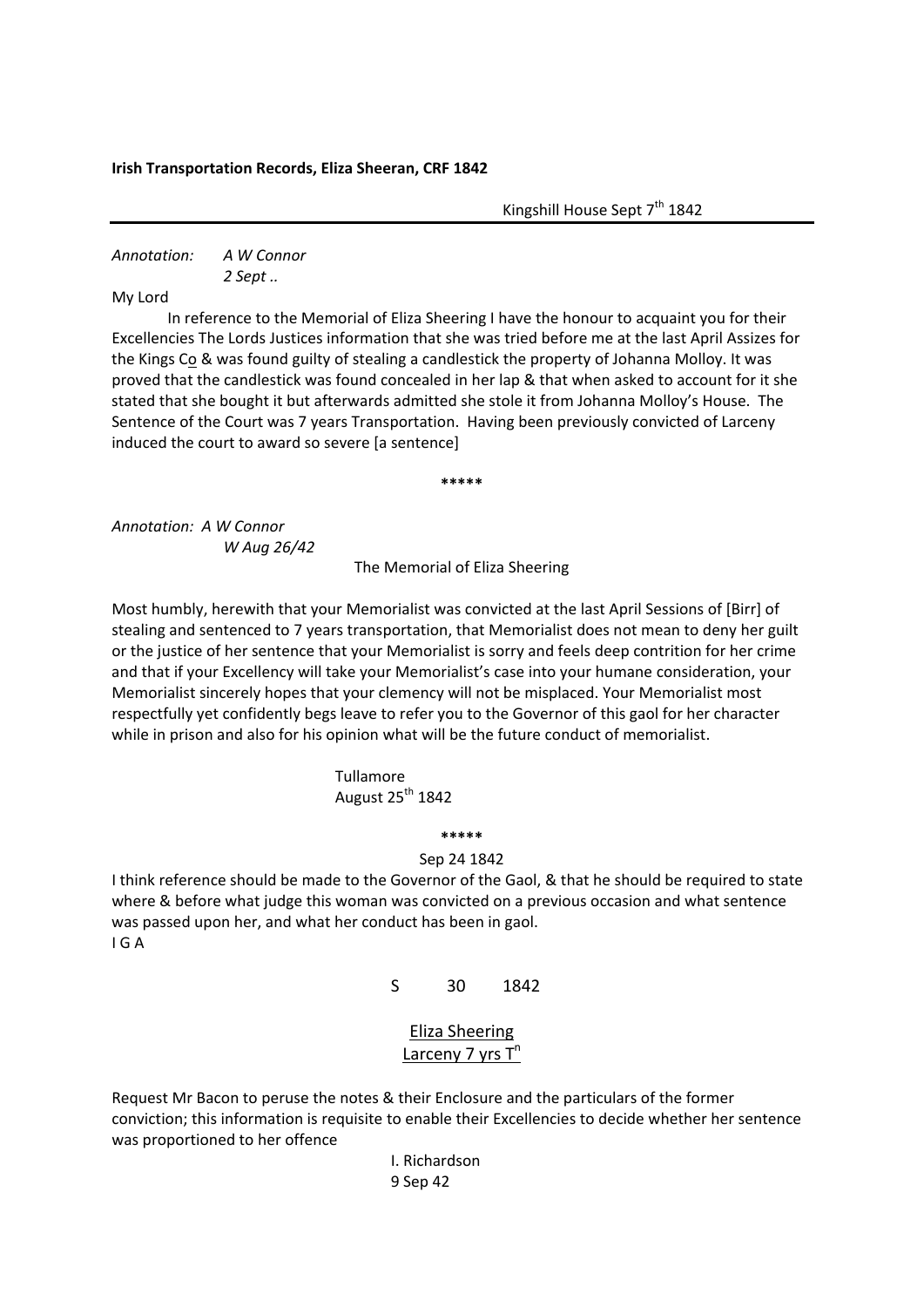**Irish Transportation Records, Eliza Sheeran, CRF 1842**

Kingshill House Sept 7th 1842

---

*Annotation:* *A W Connor*
*2 Sept ..*

My Lord

In reference to the Memorial of Eliza Sheering I have the honour to acquaint you for their Excellencies The Lords Justices information that she was tried before me at the last April Assizes for the Kings Co & was found guilty of stealing a candlestick the property of Johanna Molloy. It was proved that the candlestick was found concealed in her lap & that when asked to account for it she stated that she bought it but afterwards admitted she stole it from Johanna Molloy's House. The Sentence of the Court was 7 years Transportation. Having been previously convicted of Larceny induced the court to award so severe [a sentence]

\*\*\*\*\*

*Annotation: A W Connor*
*W Aug 26/42*

The Memorial of Eliza Sheering

Most humbly, herewith that your Memorialist was convicted at the last April Sessions of [Birr] of stealing and sentenced to 7 years transportation, that Memorialist does not mean to deny her guilt or the justice of her sentence that your Memorialist is sorry and feels deep contrition for her crime and that if your Excellency will take your Memorialist's case into your humane consideration, your Memorialist sincerely hopes that your clemency will not be misplaced. Your Memorialist most respectfully yet confidently begs leave to refer you to the Governor of this gaol for her character while in prison and also for his opinion what will be the future conduct of memorialist.

Tullamore
August 25th 1842

\*\*\*\*\*

Sep 24 1842

I think reference should be made to the Governor of the Gaol, & that he should be required to state where & before what judge this woman was convicted on a previous occasion and what sentence was passed upon her, and what her conduct has been in gaol.
I G A

S 30 1842

Eliza Sheering
Larceny 7 yrs Tn

Request Mr Bacon to peruse the notes & their Enclosure and the particulars of the former conviction; this information is requisite to enable their Excellencies to decide whether her sentence was proportioned to her offence

I. Richardson
9 Sep 42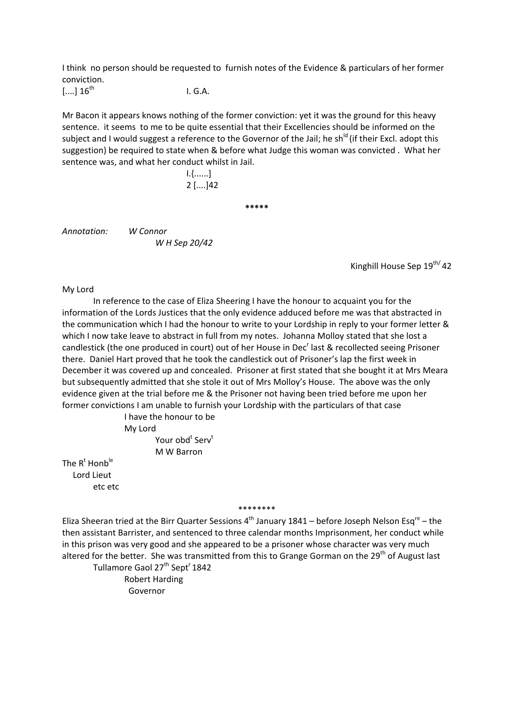I think no person should be requested to furnish notes of the Evidence & particulars of her former conviction.

[....] 16th I. G.A.

Mr Bacon it appears knows nothing of the former conviction: yet it was the ground for this heavy sentence. it seems to me to be quite essential that their Excellencies should be informed on the subject and I would suggest a reference to the Governor of the Jail; he shld (if their Excl. adopt this suggestion) be required to state when & before what Judge this woman was convicted . What her sentence was, and what her conduct whilst in Jail.

I.{......]
2 [....]42

*****

*Annotation:* *W Connor*
*W H Sep 20/42*

Kinghill House Sep 19th/ 42

My Lord

In reference to the case of Eliza Sheering I have the honour to acquaint you for the information of the Lords Justices that the only evidence adduced before me was that abstracted in the communication which I had the honour to write to your Lordship in reply to your former letter & which I now take leave to abstract in full from my notes. Johanna Molloy stated that she lost a candlestick (the one produced in court) out of her House in Decr last & recollected seeing Prisoner there. Daniel Hart proved that he took the candlestick out of Prisoner's lap the first week in December it was covered up and concealed. Prisoner at first stated that she bought it at Mrs Meara but subsequently admitted that she stole it out of Mrs Molloy's House. The above was the only evidence given at the trial before me & the Prisoner not having been tried before me upon her former convictions I am unable to furnish your Lordship with the particulars of that case

I have the honour to be
My Lord
Your obdt Servt
M W Barron

The Rt Honble
Lord Lieut
etc etc

********

Eliza Sheeran tried at the Birr Quarter Sessions 4th January 1841 – before Joseph Nelson Esqre – the then assistant Barrister, and sentenced to three calendar months Imprisonment, her conduct while in this prison was very good and she appeared to be a prisoner whose character was very much altered for the better. She was transmitted from this to Grange Gorman on the 29th of August last

Tullamore Gaol 27th Septr 1842
Robert Harding
Governor